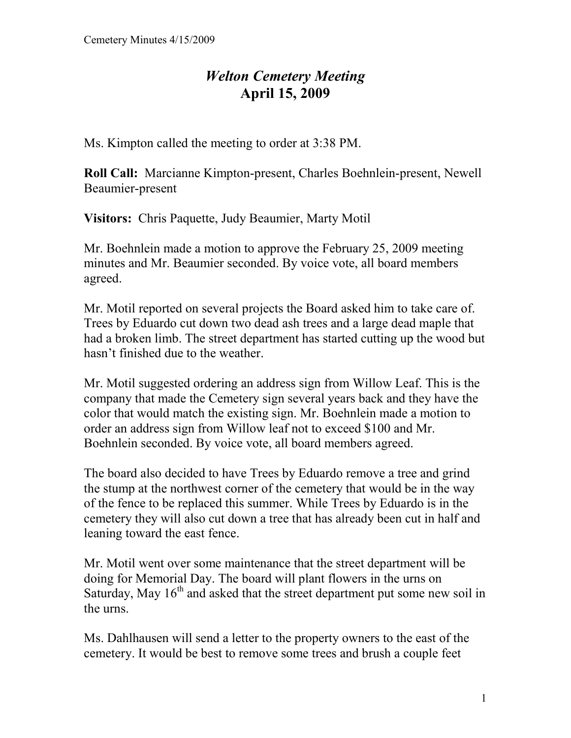# *Welton Cemetery Meeting*
## April 15, 2009

Ms. Kimpton called the meeting to order at 3:38 PM.

**Roll Call:** Marcianne Kimpton-present, Charles Boehnlein-present, Newell Beaumier-present

**Visitors:** Chris Paquette, Judy Beaumier, Marty Motil

Mr. Boehnlein made a motion to approve the February 25, 2009 meeting minutes and Mr. Beaumier seconded. By voice vote, all board members agreed.

Mr. Motil reported on several projects the Board asked him to take care of. Trees by Eduardo cut down two dead ash trees and a large dead maple that had a broken limb. The street department has started cutting up the wood but hasn't finished due to the weather.

Mr. Motil suggested ordering an address sign from Willow Leaf. This is the company that made the Cemetery sign several years back and they have the color that would match the existing sign. Mr. Boehnlein made a motion to order an address sign from Willow leaf not to exceed $100 and Mr. Boehnlein seconded. By voice vote, all board members agreed.

The board also decided to have Trees by Eduardo remove a tree and grind the stump at the northwest corner of the cemetery that would be in the way of the fence to be replaced this summer. While Trees by Eduardo is in the cemetery they will also cut down a tree that has already been cut in half and leaning toward the east fence.

Mr. Motil went over some maintenance that the street department will be doing for Memorial Day. The board will plant flowers in the urns on Saturday, May 16th and asked that the street department put some new soil in the urns.

Ms. Dahlhausen will send a letter to the property owners to the east of the cemetery. It would be best to remove some trees and brush a couple feet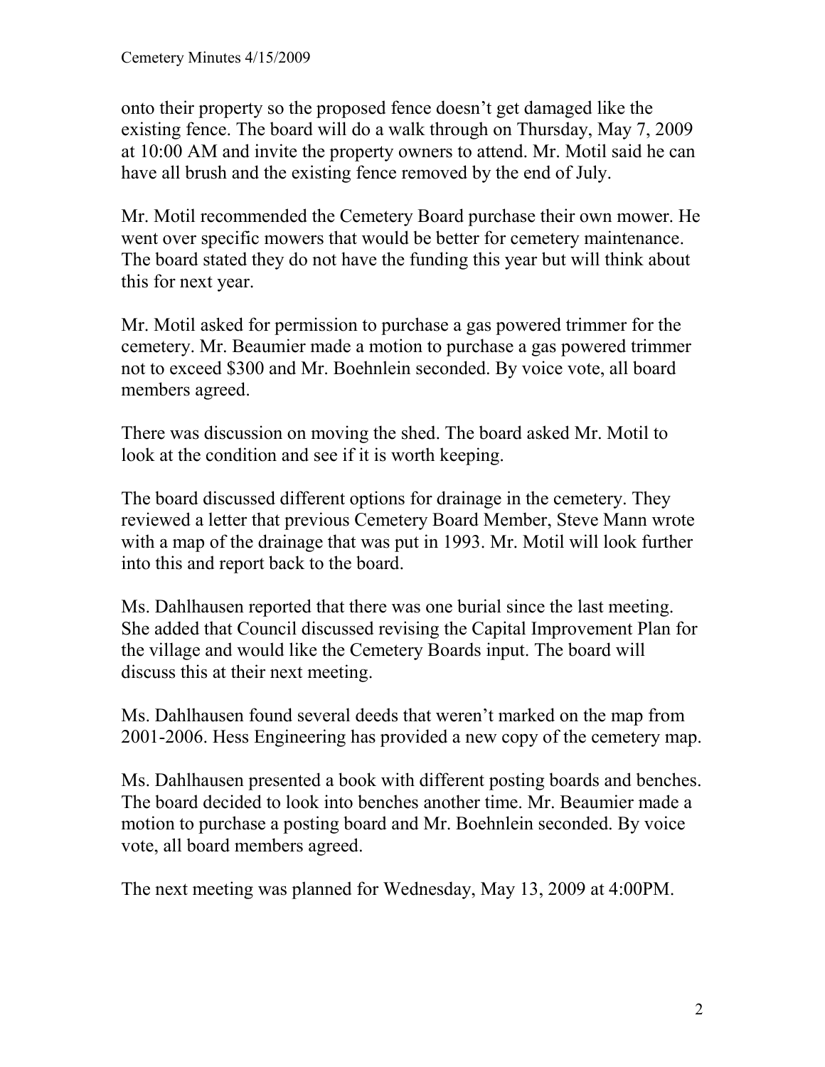onto their property so the proposed fence doesn't get damaged like the existing fence. The board will do a walk through on Thursday, May 7, 2009 at 10:00 AM and invite the property owners to attend. Mr. Motil said he can have all brush and the existing fence removed by the end of July.

Mr. Motil recommended the Cemetery Board purchase their own mower. He went over specific mowers that would be better for cemetery maintenance. The board stated they do not have the funding this year but will think about this for next year.

Mr. Motil asked for permission to purchase a gas powered trimmer for the cemetery. Mr. Beaumier made a motion to purchase a gas powered trimmer not to exceed $300 and Mr. Boehnlein seconded. By voice vote, all board members agreed.

There was discussion on moving the shed. The board asked Mr. Motil to look at the condition and see if it is worth keeping.

The board discussed different options for drainage in the cemetery. They reviewed a letter that previous Cemetery Board Member, Steve Mann wrote with a map of the drainage that was put in 1993. Mr. Motil will look further into this and report back to the board.

Ms. Dahlhausen reported that there was one burial since the last meeting. She added that Council discussed revising the Capital Improvement Plan for the village and would like the Cemetery Boards input. The board will discuss this at their next meeting.

Ms. Dahlhausen found several deeds that weren't marked on the map from 2001-2006. Hess Engineering has provided a new copy of the cemetery map.

Ms. Dahlhausen presented a book with different posting boards and benches. The board decided to look into benches another time. Mr. Beaumier made a motion to purchase a posting board and Mr. Boehnlein seconded. By voice vote, all board members agreed.

The next meeting was planned for Wednesday, May 13, 2009 at 4:00PM.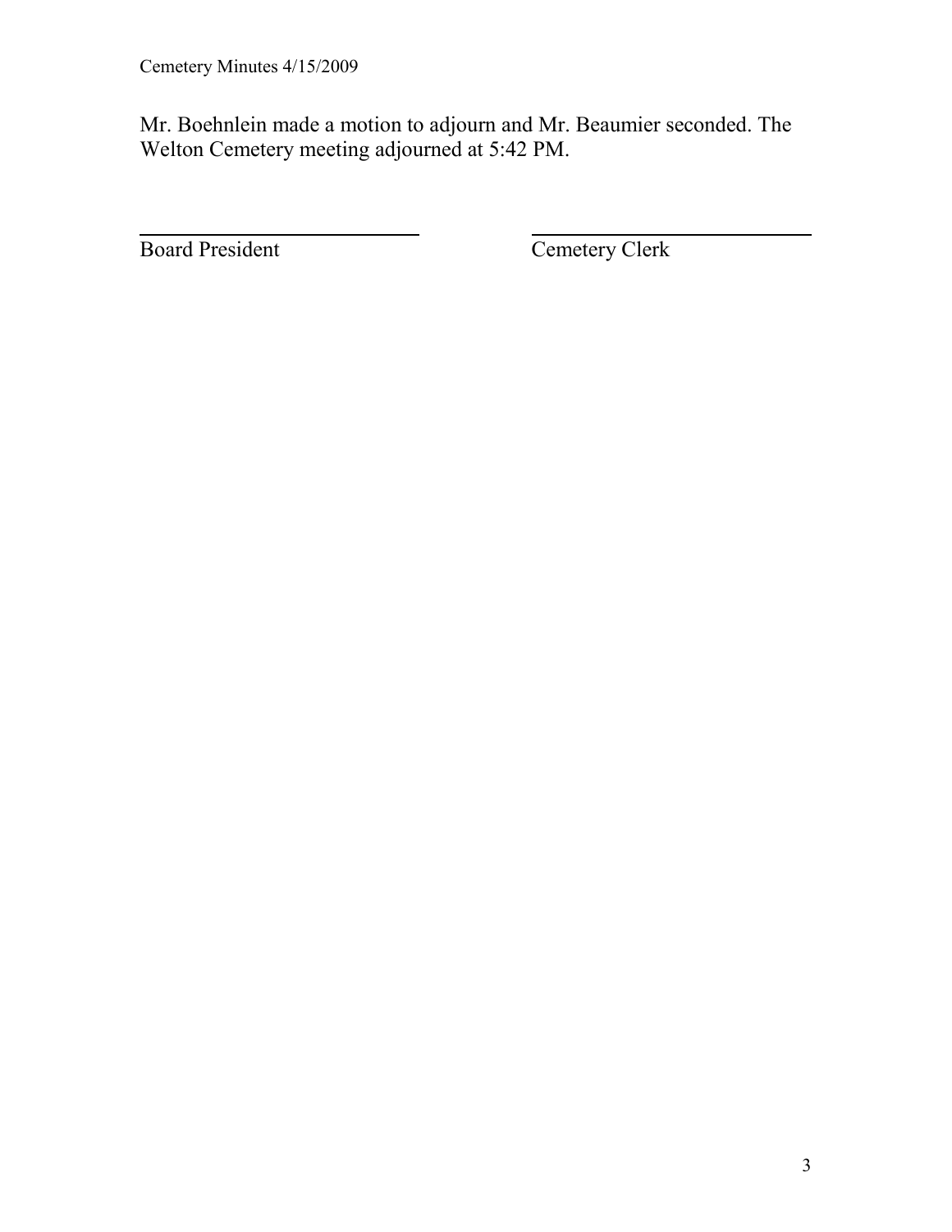Mr. Boehnlein made a motion to adjourn and Mr. Beaumier seconded. The Welton Cemetery meeting adjourned at 5:42 PM.

\_\_\_\_\_\_\_\_\_\_\_\_\_\_\_\_\_\_\_\_\_\_\_\_\_\_\_\_ \_\_\_\_\_\_\_\_\_\_\_\_\_\_\_\_\_\_\_\_\_\_\_\_\_\_\_\_

Board President Cemetery Clerk